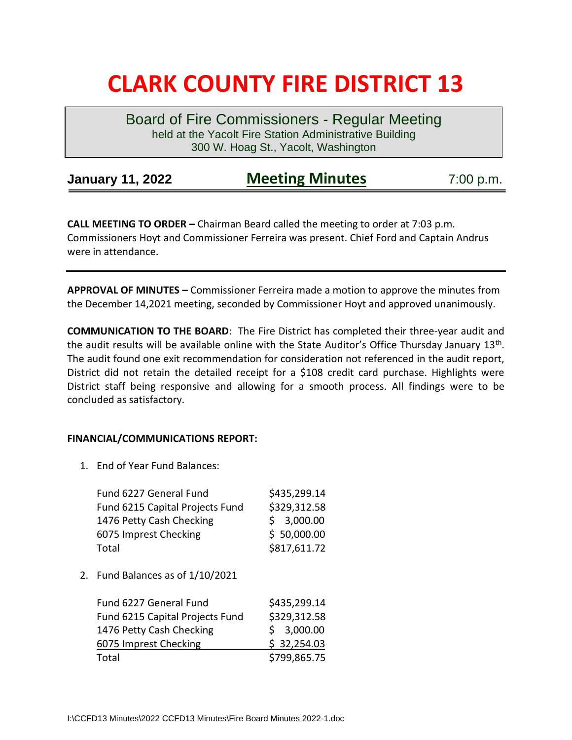# CLARK COUNTY FIRE DISTRICT 13

**Board of Fire Commissioners - Regular Meeting**
held at the Yacolt Fire Station Administrative Building
300 W. Hoag St., Yacolt, Washington

**January 11, 2022** | **Meeting Minutes** | 7:00 p.m.

---

**CALL MEETING TO ORDER –** Chairman Beard called the meeting to order at 7:03 p.m. Commissioners Hoyt and Commissioner Ferreira was present. Chief Ford and Captain Andrus were in attendance.

---

**APPROVAL OF MINUTES –** Commissioner Ferreira made a motion to approve the minutes from the December 14,2021 meeting, seconded by Commissioner Hoyt and approved unanimously.

**COMMUNICATION TO THE BOARD**: The Fire District has completed their three-year audit and the audit results will be available online with the State Auditor's Office Thursday January 13th. The audit found one exit recommendation for consideration not referenced in the audit report, District did not retain the detailed receipt for a $108 credit card purchase. Highlights were District staff being responsive and allowing for a smooth process. All findings were to be concluded as satisfactory.

**FINANCIAL/COMMUNICATIONS REPORT:**

1. End of Year Fund Balances:

| | |
|---|---|
| Fund 6227 General Fund | $435,299.14 |
| Fund 6215 Capital Projects Fund | $329,312.58 |
| 1476 Petty Cash Checking | $ 3,000.00 |
| 6075 Imprest Checking | $ 50,000.00 |
| Total | $817,611.72 |

2. Fund Balances as of 1/10/2021

| | |
|---|---|
| Fund 6227 General Fund | $435,299.14 |
| Fund 6215 Capital Projects Fund | $329,312.58 |
| 1476 Petty Cash Checking | $ 3,000.00 |
| 6075 Imprest Checking | $ 32,254.03 |
| Total | $799,865.75 |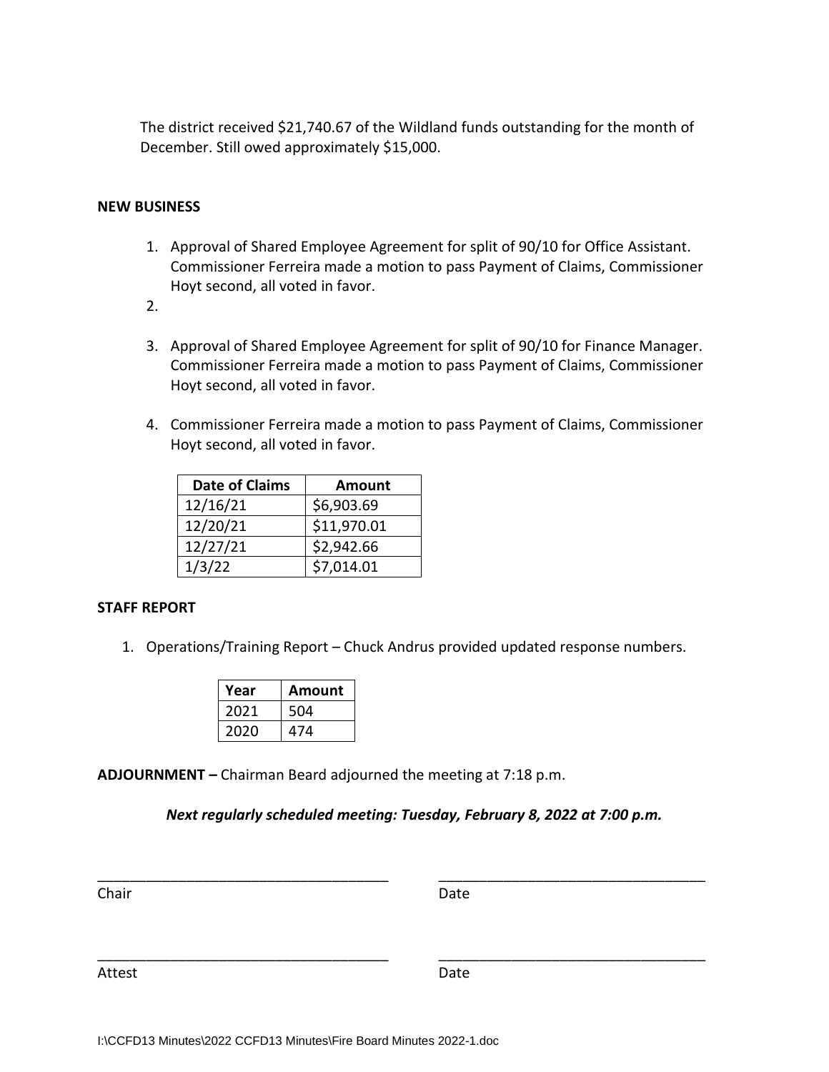The district received $21,740.67 of the Wildland funds outstanding for the month of December. Still owed approximately $15,000.

**NEW BUSINESS**

1. Approval of Shared Employee Agreement for split of 90/10 for Office Assistant. Commissioner Ferreira made a motion to pass Payment of Claims, Commissioner Hoyt second, all voted in favor.
2. 
3. Approval of Shared Employee Agreement for split of 90/10 for Finance Manager. Commissioner Ferreira made a motion to pass Payment of Claims, Commissioner Hoyt second, all voted in favor.
4. Commissioner Ferreira made a motion to pass Payment of Claims, Commissioner Hoyt second, all voted in favor.

| Date of Claims | Amount |
|---|---|
| 12/16/21 | $6,903.69 |
| 12/20/21 | $11,970.01 |
| 12/27/21 | $2,942.66 |
| 1/3/22 | $7,014.01 |

**STAFF REPORT**

1. Operations/Training Report – Chuck Andrus provided updated response numbers.

| Year | Amount |
|---|---|
| 2021 | 504 |
| 2020 | 474 |

**ADJOURNMENT –** Chairman Beard adjourned the meeting at 7:18 p.m.

***Next regularly scheduled meeting: Tuesday, February 8, 2022 at 7:00 p.m.***

_____________________________________ _________________________________

Chair Date

_____________________________________ _________________________________

Attest Date

I:\CCFD13 Minutes\2022 CCFD13 Minutes\Fire Board Minutes 2022-1.doc